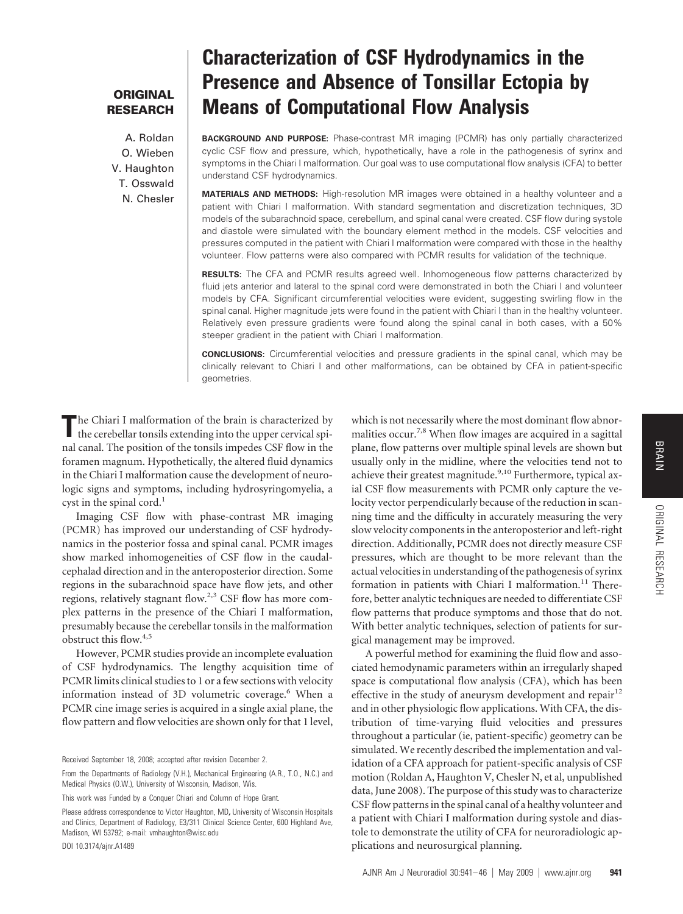**ORIGINAL RESEARCH**

# Characterization of CSF Hydrodynamics in the Presence and Absence of Tonsillar Ectopia by Means of Computational Flow Analysis

A. Roldan
O. Wieben
V. Haughton
T. Osswald
N. Chesler

**BACKGROUND AND PURPOSE:** Phase-contrast MR imaging (PCMR) has only partially characterized cyclic CSF flow and pressure, which, hypothetically, have a role in the pathogenesis of syrinx and symptoms in the Chiari I malformation. Our goal was to use computational flow analysis (CFA) to better understand CSF hydrodynamics.

**MATERIALS AND METHODS:** High-resolution MR images were obtained in a healthy volunteer and a patient with Chiari I malformation. With standard segmentation and discretization techniques, 3D models of the subarachnoid space, cerebellum, and spinal canal were created. CSF flow during systole and diastole were simulated with the boundary element method in the models. CSF velocities and pressures computed in the patient with Chiari I malformation were compared with those in the healthy volunteer. Flow patterns were also compared with PCMR results for validation of the technique.

**RESULTS:** The CFA and PCMR results agreed well. Inhomogeneous flow patterns characterized by fluid jets anterior and lateral to the spinal cord were demonstrated in both the Chiari I and volunteer models by CFA. Significant circumferential velocities were evident, suggesting swirling flow in the spinal canal. Higher magnitude jets were found in the patient with Chiari I than in the healthy volunteer. Relatively even pressure gradients were found along the spinal canal in both cases, with a 50% steeper gradient in the patient with Chiari I malformation.

**CONCLUSIONS:** Circumferential velocities and pressure gradients in the spinal canal, which may be clinically relevant to Chiari I and other malformations, can be obtained by CFA in patient-specific geometries.

The Chiari I malformation of the brain is characterized by the cerebellar tonsils extending into the upper cervical spinal canal. The position of the tonsils impedes CSF flow in the foramen magnum. Hypothetically, the altered fluid dynamics in the Chiari I malformation cause the development of neurologic signs and symptoms, including hydrosyringomyelia, a cyst in the spinal cord.[1]

Imaging CSF flow with phase-contrast MR imaging (PCMR) has improved our understanding of CSF hydrodynamics in the posterior fossa and spinal canal. PCMR images show marked inhomogeneities of CSF flow in the caudal-cephalad direction and in the anteroposterior direction. Some regions in the subarachnoid space have flow jets, and other regions, relatively stagnant flow.[2,3] CSF flow has more complex patterns in the presence of the Chiari I malformation, presumably because the cerebellar tonsils in the malformation obstruct this flow.[4,5]

However, PCMR studies provide an incomplete evaluation of CSF hydrodynamics. The lengthy acquisition time of PCMR limits clinical studies to 1 or a few sections with velocity information instead of 3D volumetric coverage.[6] When a PCMR cine image series is acquired in a single axial plane, the flow pattern and flow velocities are shown only for that 1 level, which is not necessarily where the most dominant flow abnormalities occur.[7,8] When flow images are acquired in a sagittal plane, flow patterns over multiple spinal levels are shown but usually only in the midline, where the velocities tend not to achieve their greatest magnitude.[9,10] Furthermore, typical axial CSF flow measurements with PCMR only capture the velocity vector perpendicularly because of the reduction in scanning time and the difficulty in accurately measuring the very slow velocity components in the anteroposterior and left-right direction. Additionally, PCMR does not directly measure CSF pressures, which are thought to be more relevant than the actual velocities in understanding of the pathogenesis of syrinx formation in patients with Chiari I malformation.[11] Therefore, better analytic techniques are needed to differentiate CSF flow patterns that produce symptoms and those that do not. With better analytic techniques, selection of patients for surgical management may be improved.

A powerful method for examining the fluid flow and associated hemodynamic parameters within an irregularly shaped space is computational flow analysis (CFA), which has been effective in the study of aneurysm development and repair[12] and in other physiologic flow applications. With CFA, the distribution of time-varying fluid velocities and pressures throughout a particular (ie, patient-specific) geometry can be simulated. We recently described the implementation and validation of a CFA approach for patient-specific analysis of CSF motion (Roldan A, Haughton V, Chesler N, et al, unpublished data, June 2008). The purpose of this study was to characterize CSF flow patterns in the spinal canal of a healthy volunteer and a patient with Chiari I malformation during systole and diastole to demonstrate the utility of CFA for neuroradiologic applications and neurosurgical planning.

Received September 18, 2008; accepted after revision December 2.

From the Departments of Radiology (V.H.), Mechanical Engineering (A.R., T.O., N.C.) and Medical Physics (O.W.), University of Wisconsin, Madison, Wis.

This work was Funded by a Conquer Chiari and Column of Hope Grant.

Please address correspondence to Victor Haughton, MD, University of Wisconsin Hospitals and Clinics, Department of Radiology, E3/311 Clinical Science Center, 600 Highland Ave, Madison, WI 53792; e-mail: vmhaughton@wisc.edu

DOI 10.3174/ajnr.A1489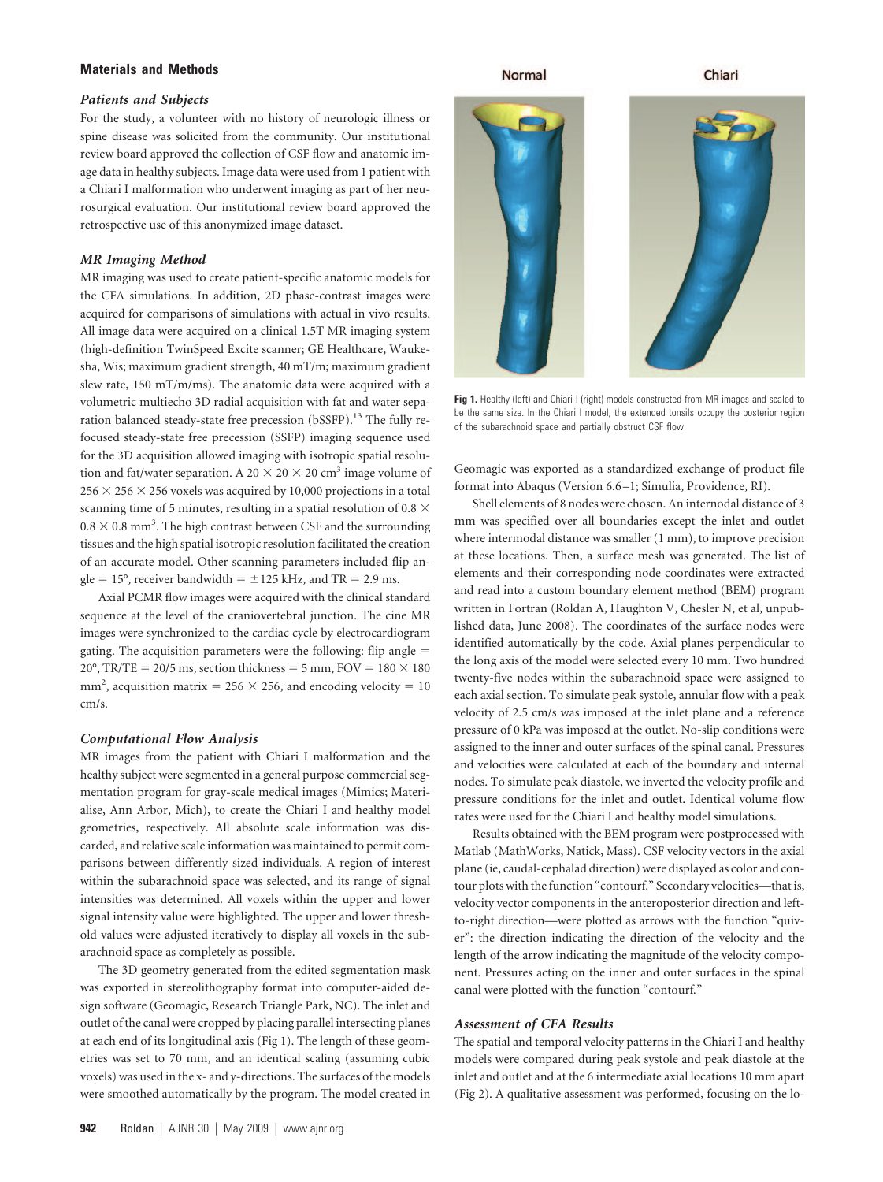## Materials and Methods

### *Patients and Subjects*

For the study, a volunteer with no history of neurologic illness or spine disease was solicited from the community. Our institutional review board approved the collection of CSF flow and anatomic image data in healthy subjects. Image data were used from 1 patient with a Chiari I malformation who underwent imaging as part of her neurosurgical evaluation. Our institutional review board approved the retrospective use of this anonymized image dataset.

### *MR Imaging Method*

MR imaging was used to create patient-specific anatomic models for the CFA simulations. In addition, 2D phase-contrast images were acquired for comparisons of simulations with actual in vivo results. All image data were acquired on a clinical 1.5T MR imaging system (high-definition TwinSpeed Excite scanner; GE Healthcare, Waukesha, Wis; maximum gradient strength, 40 mT/m; maximum gradient slew rate, 150 mT/m/ms). The anatomic data were acquired with a volumetric multiecho 3D radial acquisition with fat and water separation balanced steady-state free precession (bSSFP).[13] The fully refocused steady-state free precession (SSFP) imaging sequence used for the 3D acquisition allowed imaging with isotropic spatial resolution and fat/water separation. A $20 \times 20 \times 20$ $cm^3$ image volume of $256 \times 256 \times 256$ voxels was acquired by 10,000 projections in a total scanning time of 5 minutes, resulting in a spatial resolution of $0.8 \times 0.8 \times 0.8$ $mm^3$. The high contrast between CSF and the surrounding tissues and the high spatial isotropic resolution facilitated the creation of an accurate model. Other scanning parameters included flip angle = 15°, receiver bandwidth = ±125 kHz, and TR = 2.9 ms.

Axial PCMR flow images were acquired with the clinical standard sequence at the level of the craniovertebral junction. The cine MR images were synchronized to the cardiac cycle by electrocardiogram gating. The acquisition parameters were the following: flip angle = 20°, TR/TE = 20/5 ms, section thickness = 5 mm, FOV = $180 \times 180$ $mm^2$, acquisition matrix = $256 \times 256$, and encoding velocity = 10 cm/s.

### *Computational Flow Analysis*

MR images from the patient with Chiari I malformation and the healthy subject were segmented in a general purpose commercial segmentation program for gray-scale medical images (Mimics; Materialise, Ann Arbor, Mich), to create the Chiari I and healthy model geometries, respectively. All absolute scale information was discarded, and relative scale information was maintained to permit comparisons between differently sized individuals. A region of interest within the subarachnoid space was selected, and its range of signal intensities was determined. All voxels within the upper and lower signal intensity value were highlighted. The upper and lower threshold values were adjusted iteratively to display all voxels in the subarachnoid space as completely as possible.

The 3D geometry generated from the edited segmentation mask was exported in stereolithography format into computer-aided design software (Geomagic, Research Triangle Park, NC). The inlet and outlet of the canal were cropped by placing parallel intersecting planes at each end of its longitudinal axis (Fig 1). The length of these geometries was set to 70 mm, and an identical scaling (assuming cubic voxels) was used in the x- and y-directions. The surfaces of the models were smoothed automatically by the program. The model created in Geomagic was exported as a standardized exchange of product file format into Abaqus (Version 6.6–1; Simulia, Providence, RI).

**Fig 1.** Healthy (left) and Chiari I (right) models constructed from MR images and scaled to be the same size. In the Chiari I model, the extended tonsils occupy the posterior region of the subarachnoid space and partially obstruct CSF flow.

Shell elements of 8 nodes were chosen. An internodal distance of 3 mm was specified over all boundaries except the inlet and outlet where intermodal distance was smaller (1 mm), to improve precision at these locations. Then, a surface mesh was generated. The list of elements and their corresponding node coordinates were extracted and read into a custom boundary element method (BEM) program written in Fortran (Roldan A, Haughton V, Chesler N, et al, unpublished data, June 2008). The coordinates of the surface nodes were identified automatically by the code. Axial planes perpendicular to the long axis of the model were selected every 10 mm. Two hundred twenty-five nodes within the subarachnoid space were assigned to each axial section. To simulate peak systole, annular flow with a peak velocity of 2.5 cm/s was imposed at the inlet plane and a reference pressure of 0 kPa was imposed at the outlet. No-slip conditions were assigned to the inner and outer surfaces of the spinal canal. Pressures and velocities were calculated at each of the boundary and internal nodes. To simulate peak diastole, we inverted the velocity profile and pressure conditions for the inlet and outlet. Identical volume flow rates were used for the Chiari I and healthy model simulations.

Results obtained with the BEM program were postprocessed with Matlab (MathWorks, Natick, Mass). CSF velocity vectors in the axial plane (ie, caudal-cephalad direction) were displayed as color and contour plots with the function "contourf." Secondary velocities—that is, velocity vector components in the anteroposterior direction and left-to-right direction—were plotted as arrows with the function "quiver": the direction indicating the direction of the velocity and the length of the arrow indicating the magnitude of the velocity component. Pressures acting on the inner and outer surfaces in the spinal canal were plotted with the function "contourf."

### *Assessment of CFA Results*

The spatial and temporal velocity patterns in the Chiari I and healthy models were compared during peak systole and peak diastole at the inlet and outlet and at the 6 intermediate axial locations 10 mm apart (Fig 2). A qualitative assessment was performed, focusing on the lo-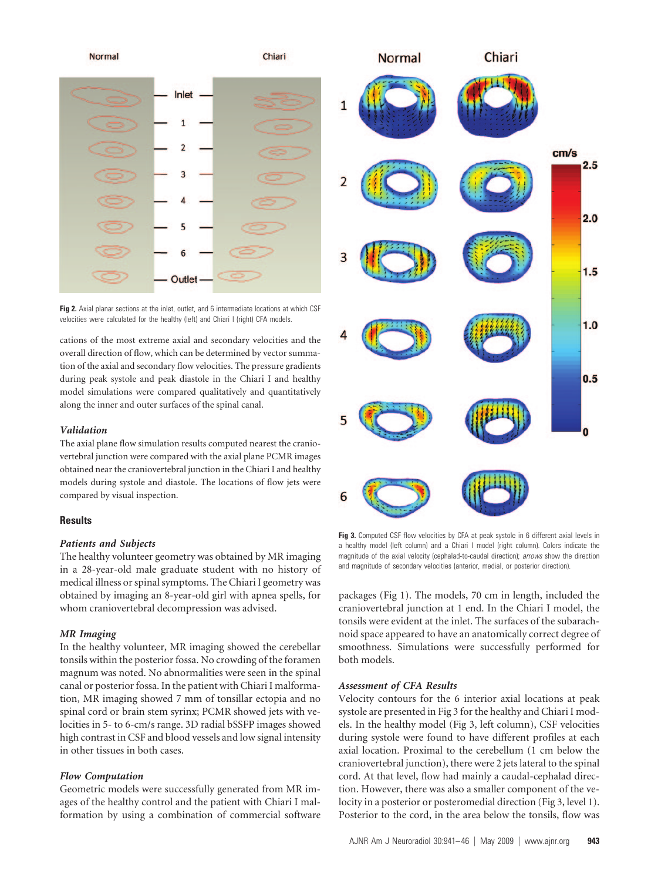Fig 2. Axial planar sections at the inlet, outlet, and 6 intermediate locations at which CSF velocities were calculated for the healthy (left) and Chiari I (right) CFA models.

cations of the most extreme axial and secondary velocities and the overall direction of flow, which can be determined by vector summation of the axial and secondary flow velocities. The pressure gradients during peak systole and peak diastole in the Chiari I and healthy model simulations were compared qualitatively and quantitatively along the inner and outer surfaces of the spinal canal.

### *Validation*

The axial plane flow simulation results computed nearest the craniovertebral junction were compared with the axial plane PCMR images obtained near the craniovertebral junction in the Chiari I and healthy models during systole and diastole. The locations of flow jets were compared by visual inspection.

## Results

### *Patients and Subjects*

The healthy volunteer geometry was obtained by MR imaging in a 28-year-old male graduate student with no history of medical illness or spinal symptoms. The Chiari I geometry was obtained by imaging an 8-year-old girl with apnea spells, for whom craniovertebral decompression was advised.

### *MR Imaging*

In the healthy volunteer, MR imaging showed the cerebellar tonsils within the posterior fossa. No crowding of the foramen magnum was noted. No abnormalities were seen in the spinal canal or posterior fossa. In the patient with Chiari I malformation, MR imaging showed 7 mm of tonsillar ectopia and no spinal cord or brain stem syrinx; PCMR showed jets with velocities in 5- to 6-cm/s range. 3D radial bSSFP images showed high contrast in CSF and blood vessels and low signal intensity in other tissues in both cases.

### *Flow Computation*

Geometric models were successfully generated from MR images of the healthy control and the patient with Chiari I malformation by using a combination of commercial software packages (Fig 1). The models, 70 cm in length, included the craniovertebral junction at 1 end. In the Chiari I model, the tonsils were evident at the inlet. The surfaces of the subarachnoid space appeared to have an anatomically correct degree of smoothness. Simulations were successfully performed for both models.

Fig 3. Computed CSF flow velocities by CFA at peak systole in 6 different axial levels in a healthy model (left column) and a Chiari I model (right column). Colors indicate the magnitude of the axial velocity (cephalad-to-caudal direction); *arrows* show the direction and magnitude of secondary velocities (anterior, medial, or posterior direction).

### *Assessment of CFA Results*

Velocity contours for the 6 interior axial locations at peak systole are presented in Fig 3 for the healthy and Chiari I models. In the healthy model (Fig 3, left column), CSF velocities during systole were found to have different profiles at each axial location. Proximal to the cerebellum (1 cm below the craniovertebral junction), there were 2 jets lateral to the spinal cord. At that level, flow had mainly a caudal-cephalad direction. However, there was also a smaller component of the velocity in a posterior or posteromedial direction (Fig 3, level 1). Posterior to the cord, in the area below the tonsils, flow was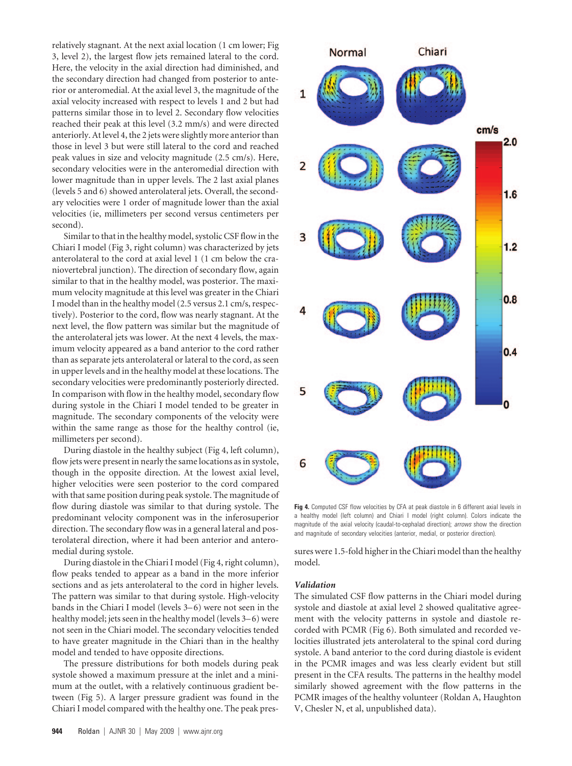relatively stagnant. At the next axial location (1 cm lower; Fig 3, level 2), the largest flow jets remained lateral to the cord. Here, the velocity in the axial direction had diminished, and the secondary direction had changed from posterior to anterior or anteromedial. At the axial level 3, the magnitude of the axial velocity increased with respect to levels 1 and 2 but had patterns similar those in to level 2. Secondary flow velocities reached their peak at this level (3.2 mm/s) and were directed anteriorly. At level 4, the 2 jets were slightly more anterior than those in level 3 but were still lateral to the cord and reached peak values in size and velocity magnitude (2.5 cm/s). Here, secondary velocities were in the anteromedial direction with lower magnitude than in upper levels. The 2 last axial planes (levels 5 and 6) showed anterolateral jets. Overall, the secondary velocities were 1 order of magnitude lower than the axial velocities (ie, millimeters per second versus centimeters per second).

Similar to that in the healthy model, systolic CSF flow in the Chiari I model (Fig 3, right column) was characterized by jets anterolateral to the cord at axial level 1 (1 cm below the craniovertebral junction). The direction of secondary flow, again similar to that in the healthy model, was posterior. The maximum velocity magnitude at this level was greater in the Chiari I model than in the healthy model (2.5 versus 2.1 cm/s, respectively). Posterior to the cord, flow was nearly stagnant. At the next level, the flow pattern was similar but the magnitude of the anterolateral jets was lower. At the next 4 levels, the maximum velocity appeared as a band anterior to the cord rather than as separate jets anterolateral or lateral to the cord, as seen in upper levels and in the healthy model at these locations. The secondary velocities were predominantly posteriorly directed. In comparison with flow in the healthy model, secondary flow during systole in the Chiari I model tended to be greater in magnitude. The secondary components of the velocity were within the same range as those for the healthy control (ie, millimeters per second).

During diastole in the healthy subject (Fig 4, left column), flow jets were present in nearly the same locations as in systole, though in the opposite direction. At the lowest axial level, higher velocities were seen posterior to the cord compared with that same position during peak systole. The magnitude of flow during diastole was similar to that during systole. The predominant velocity component was in the inferosuperior direction. The secondary flow was in a general lateral and posterolateral direction, where it had been anterior and anteromedial during systole.

During diastole in the Chiari I model (Fig 4, right column), flow peaks tended to appear as a band in the more inferior sections and as jets anterolateral to the cord in higher levels. The pattern was similar to that during systole. High-velocity bands in the Chiari I model (levels 3–6) were not seen in the healthy model; jets seen in the healthy model (levels 3–6) were not seen in the Chiari model. The secondary velocities tended to have greater magnitude in the Chiari than in the healthy model and tended to have opposite directions.

The pressure distributions for both models during peak systole showed a maximum pressure at the inlet and a minimum at the outlet, with a relatively continuous gradient between (Fig 5). A larger pressure gradient was found in the Chiari I model compared with the healthy one. The peak pressures were 1.5-fold higher in the Chiari model than the healthy model.

**Fig 4.** Computed CSF flow velocities by CFA at peak diastole in 6 different axial levels in a healthy model (left column) and Chiari I model (right column). Colors indicate the magnitude of the axial velocity (caudal-to-cephalad direction); *arrows* show the direction and magnitude of secondary velocities (anterior, medial, or posterior direction).

### *Validation*

The simulated CSF flow patterns in the Chiari model during systole and diastole at axial level 2 showed qualitative agreement with the velocity patterns in systole and diastole recorded with PCMR (Fig 6). Both simulated and recorded velocities illustrated jets anterolateral to the spinal cord during systole. A band anterior to the cord during diastole is evident in the PCMR images and was less clearly evident but still present in the CFA results. The patterns in the healthy model similarly showed agreement with the flow patterns in the PCMR images of the healthy volunteer (Roldan A, Haughton V, Chesler N, et al, unpublished data).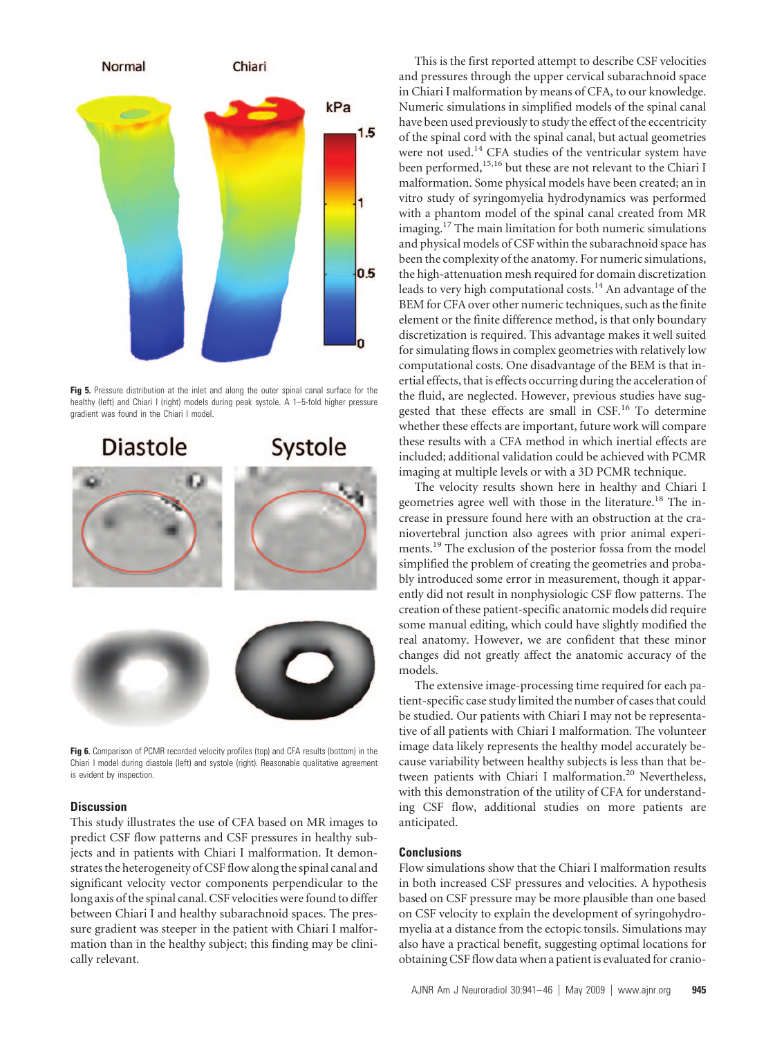Fig 5. Pressure distribution at the inlet and along the outer spinal canal surface for the healthy (left) and Chiari I (right) models during peak systole. A 1–5-fold higher pressure gradient was found in the Chiari I model.

Fig 6. Comparison of PCMR recorded velocity profiles (top) and CFA results (bottom) in the Chiari I model during diastole (left) and systole (right). Reasonable qualitative agreement is evident by inspection.

## Discussion

This study illustrates the use of CFA based on MR images to predict CSF flow patterns and CSF pressures in healthy subjects and in patients with Chiari I malformation. It demonstrates the heterogeneity of CSF flow along the spinal canal and significant velocity vector components perpendicular to the long axis of the spinal canal. CSF velocities were found to differ between Chiari I and healthy subarachnoid spaces. The pressure gradient was steeper in the patient with Chiari I malformation than in the healthy subject; this finding may be clinically relevant.

This is the first reported attempt to describe CSF velocities and pressures through the upper cervical subarachnoid space in Chiari I malformation by means of CFA, to our knowledge. Numeric simulations in simplified models of the spinal canal have been used previously to study the effect of the eccentricity of the spinal cord with the spinal canal, but actual geometries were not used.[14] CFA studies of the ventricular system have been performed,[15,16] but these are not relevant to the Chiari I malformation. Some physical models have been created; an in vitro study of syringomyelia hydrodynamics was performed with a phantom model of the spinal canal created from MR imaging.[17] The main limitation for both numeric simulations and physical models of CSF within the subarachnoid space has been the complexity of the anatomy. For numeric simulations, the high-attenuation mesh required for domain discretization leads to very high computational costs.[14] An advantage of the BEM for CFA over other numeric techniques, such as the finite element or the finite difference method, is that only boundary discretization is required. This advantage makes it well suited for simulating flows in complex geometries with relatively low computational costs. One disadvantage of the BEM is that inertial effects, that is effects occurring during the acceleration of the fluid, are neglected. However, previous studies have suggested that these effects are small in CSF.[16] To determine whether these effects are important, future work will compare these results with a CFA method in which inertial effects are included; additional validation could be achieved with PCMR imaging at multiple levels or with a 3D PCMR technique.

The velocity results shown here in healthy and Chiari I geometries agree well with those in the literature.[18] The increase in pressure found here with an obstruction at the craniovertebral junction also agrees with prior animal experiments.[19] The exclusion of the posterior fossa from the model simplified the problem of creating the geometries and probably introduced some error in measurement, though it apparently did not result in nonphysiologic CSF flow patterns. The creation of these patient-specific anatomic models did require some manual editing, which could have slightly modified the real anatomy. However, we are confident that these minor changes did not greatly affect the anatomic accuracy of the models.

The extensive image-processing time required for each patient-specific case study limited the number of cases that could be studied. Our patients with Chiari I may not be representative of all patients with Chiari I malformation. The volunteer image data likely represents the healthy model accurately because variability between healthy subjects is less than that between patients with Chiari I malformation.[20] Nevertheless, with this demonstration of the utility of CFA for understanding CSF flow, additional studies on more patients are anticipated.

## Conclusions

Flow simulations show that the Chiari I malformation results in both increased CSF pressures and velocities. A hypothesis based on CSF pressure may be more plausible than one based on CSF velocity to explain the development of syringohydromyelia at a distance from the ectopic tonsils. Simulations may also have a practical benefit, suggesting optimal locations for obtaining CSF flow data when a patient is evaluated for cranio-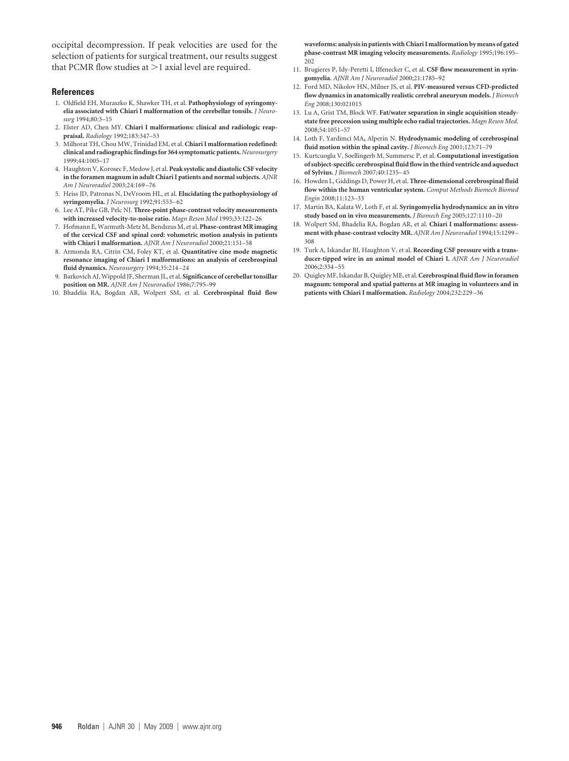occipital decompression. If peak velocities are used for the selection of patients for surgical treatment, our results suggest that PCMR flow studies at >1 axial level are required.

## References

1. Oldfield EH, Muraszko K, Shawker TH, et al. **Pathophysiology of syringomyelia associated with Chiari I malformation of the cerebellar tonsils.** *J Neurosurg* 1994;80:3–15
2. Elster AD, Chen MY. **Chiari I malformations: clinical and radiologic reappraisal.** *Radiology* 1992;183:347–53
3. Milhorat TH, Chou MW, Trinidad EM, et al. **Chiari I malformation redefined: clinical and radiographic findings for 364 symptomatic patients.** *Neurosurgery* 1999;44:1005–17
4. Haughton V, Korosec F, Medow J, et al. **Peak systolic and diastolic CSF velocity in the foramen magnum in adult Chiari I patients and normal subjects.** *AJNR Am J Neuroradiol* 2003;24:169–76
5. Heiss JD, Patronas N, DeVroom HL, et al. **Elucidating the pathophysiology of syringomyelia.** *J Neurosurg* 1992;91:553–62
6. Lee AT, Pike GB, Pelc NJ. **Three-point phase-contrast velocity measurements with increased velocity-to-noise ratio.** *Magn Reson Med* 1995;33:122–26
7. Hofmann E, Warmuth-Metz M, Bendszus M, et al. **Phase-contrast MR imaging of the cervical CSF and spinal cord: volumetric motion analysis in patients with Chiari I malformation.** *AJNR Am J Neuroradiol* 2000;21:151–58
8. Armonda RA, Citrin CM, Foley KT, et al. **Quantitative cine mode magnetic resonance imaging of Chiari I malformations: an analysis of cerebrospinal fluid dynamics.** *Neurosurgery* 1994;35:214–24
9. Barkovich AJ, Wippold JF, Sherman JL, et al. **Significance of cerebellar tonsillar position on MR.** *AJNR Am J Neuroradiol* 1986;7:795–99
10. Bhadelia RA, Bogdan AR, Wolpert SM, et al. **Cerebrospinal fluid flow waveforms: analysis in patients with Chiari I malformation by means of gated phase-contrast MR imaging velocity measurements.** *Radiology* 1995;196:195–202
11. Brugieres P, Idy-Peretti I, Iffenecker C, et al. **CSF flow measurement in syringomyelia**. *AJNR Am J Neuroradiol* 2000;21:1785–92
12. Ford MD, Nikolov HN, Milner JS, et al. **PIV-measured versus CFD-predicted flow dynamics in anatomically realistic cerebral aneurysm models.** *J Biomech Eng* 2008;130:021015
13. Lu A, Grist TM, Block WF. **Fat/water separation in single acquisition steady-state free precession using multiple echo radial trajectories.** *Magn Reson Med.* 2008;54:1051–57
14. Loth F, Yardimci MA**,** Alperin N. **Hydrodynamic modeling of cerebrospinal fluid motion within the spinal cavity.** *J Biomech Eng* 2001;123:71–79
15. Kurtcuoglu V, Soellingerb M, Summersc P, et al. **Computational investigation of subject-specific cerebrospinal fluid flow in the third ventricle and aqueduct of Sylvius.** *J Biomech* 2007;40:1235–45
16. Howden L, Giddings D, Power H, et al. **Three-dimensional cerebrospinal fluid flow within the human ventricular system.** *Comput Methods Biomech Biomed Engin* 2008;11:123–33
17. Martin BA, Kalata W, Loth F, et al. **Syringomyelia hydrodynamics: an in vitro study based on in vivo measurements.** *J Biomech Eng* 2005;127:1110–20
18. Wolpert SM, Bhadelia RA, Bogdan AR, et al. **Chiari I malformations: assessment with phase-contrast velocity MR.** *AJNR Am J Neuroradiol* 1994;15:1299–308
19. Turk A, Iskandar BJ, Haughton V, et al. **Recording CSF pressure with a transducer-tipped wire in an animal model of Chiari I.** *AJNR Am J Neuroradiol* 2006;2:354–55
20. Quigley MF, Iskandar B, Quigley ME, et al. **Cerebrospinal fluid flow in foramen magnum: temporal and spatial patterns at MR imaging in volunteers and in patients with Chiari I malformation.** *Radiology* 2004;232:229–36